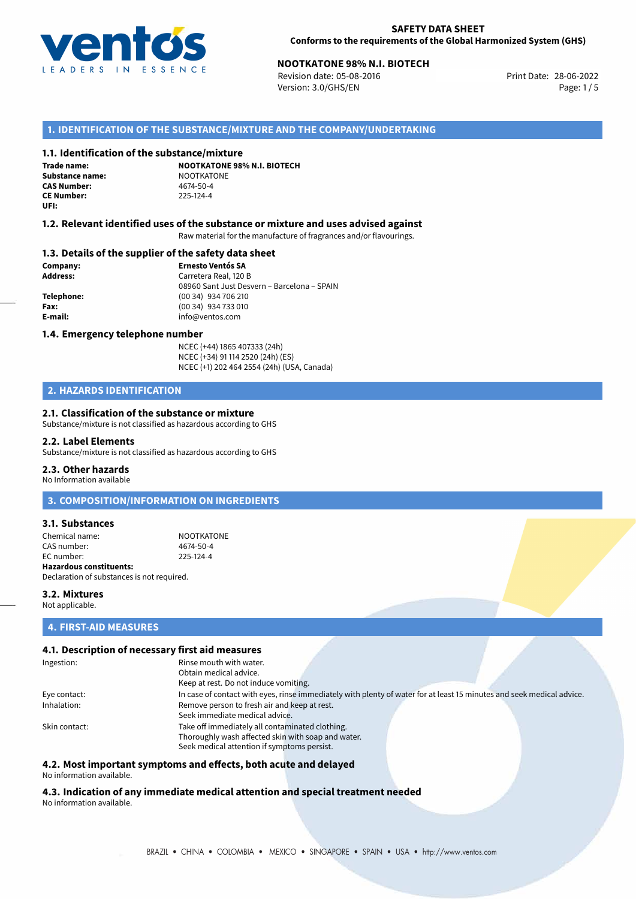**SAFETY DATA SHEET**
**Conforms to the requirements of the Global Harmonized System (GHS)**

**NOOTKATONE 98% N.I. BIOTECH**
Revision date: 05-08-2016
Version: 3.0/GHS/EN
Print Date: 28-06-2022

## 1. IDENTIFICATION OF THE SUBSTANCE/MIXTURE AND THE COMPANY/UNDERTAKING

### 1.1. Identification of the substance/mixture

**Trade name:** **NOOTKATONE 98% N.I. BIOTECH**
**Substance name:** NOOTKATONE
**CAS Number:** 4674-50-4
**CE Number:** 225-124-4
**UFI:**

### 1.2. Relevant identified uses of the substance or mixture and uses advised against

Raw material for the manufacture of fragrances and/or flavourings.

### 1.3. Details of the supplier of the safety data sheet

**Company:** **Ernesto Ventós SA**
**Address:** Carretera Real, 120 B
08960 Sant Just Desvern – Barcelona – SPAIN
**Telephone:** (00 34) 934 706 210
**Fax:** (00 34) 934 733 010
**E-mail:** info@ventos.com

### 1.4. Emergency telephone number

NCEC (+44) 1865 407333 (24h)
NCEC (+34) 91 114 2520 (24h) (ES)
NCEC (+1) 202 464 2554 (24h) (USA, Canada)

## 2. HAZARDS IDENTIFICATION

### 2.1. Classification of the substance or mixture

Substance/mixture is not classified as hazardous according to GHS

### 2.2. Label Elements

Substance/mixture is not classified as hazardous according to GHS

### 2.3. Other hazards

No Information available

## 3. COMPOSITION/INFORMATION ON INGREDIENTS

### 3.1. Substances

Chemical name: NOOTKATONE
CAS number: 4674-50-4
EC number: 225-124-4
**Hazardous constituents:**
Declaration of substances is not required.

### 3.2. Mixtures

Not applicable.

## 4. FIRST-AID MEASURES

### 4.1. Description of necessary first aid measures

Ingestion: Rinse mouth with water.
Obtain medical advice.
Keep at rest. Do not induce vomiting.

Eye contact: In case of contact with eyes, rinse immediately with plenty of water for at least 15 minutes and seek medical advice.

Inhalation: Remove person to fresh air and keep at rest.
Seek immediate medical advice.

Skin contact: Take off immediately all contaminated clothing.
Thoroughly wash affected skin with soap and water.
Seek medical attention if symptoms persist.

### 4.2. Most important symptoms and effects, both acute and delayed

No information available.

### 4.3. Indication of any immediate medical attention and special treatment needed

No information available.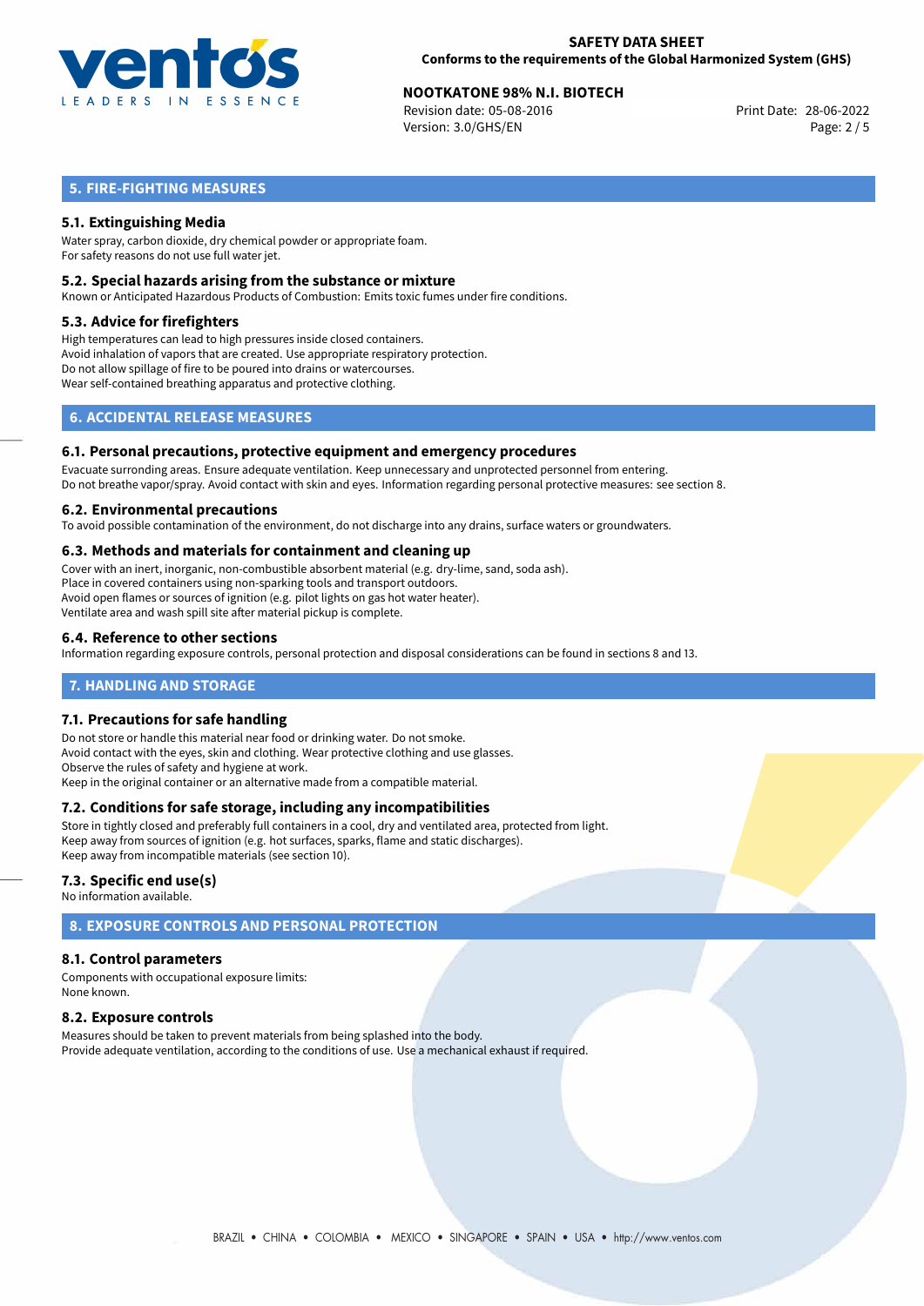## 5. FIRE-FIGHTING MEASURES

### 5.1. Extinguishing Media

Water spray, carbon dioxide, dry chemical powder or appropriate foam.
For safety reasons do not use full water jet.

### 5.2. Special hazards arising from the substance or mixture

Known or Anticipated Hazardous Products of Combustion: Emits toxic fumes under fire conditions.

### 5.3. Advice for firefighters

High temperatures can lead to high pressures inside closed containers.
Avoid inhalation of vapors that are created. Use appropriate respiratory protection.
Do not allow spillage of fire to be poured into drains or watercourses.
Wear self-contained breathing apparatus and protective clothing.

## 6. ACCIDENTAL RELEASE MEASURES

### 6.1. Personal precautions, protective equipment and emergency procedures

Evacuate surronding areas. Ensure adequate ventilation. Keep unnecessary and unprotected personnel from entering.
Do not breathe vapor/spray. Avoid contact with skin and eyes. Information regarding personal protective measures: see section 8.

### 6.2. Environmental precautions

To avoid possible contamination of the environment, do not discharge into any drains, surface waters or groundwaters.

### 6.3. Methods and materials for containment and cleaning up

Cover with an inert, inorganic, non-combustible absorbent material (e.g. dry-lime, sand, soda ash).
Place in covered containers using non-sparking tools and transport outdoors.
Avoid open flames or sources of ignition (e.g. pilot lights on gas hot water heater).
Ventilate area and wash spill site after material pickup is complete.

### 6.4. Reference to other sections

Information regarding exposure controls, personal protection and disposal considerations can be found in sections 8 and 13.

## 7. HANDLING AND STORAGE

### 7.1. Precautions for safe handling

Do not store or handle this material near food or drinking water. Do not smoke.
Avoid contact with the eyes, skin and clothing. Wear protective clothing and use glasses.
Observe the rules of safety and hygiene at work.
Keep in the original container or an alternative made from a compatible material.

### 7.2. Conditions for safe storage, including any incompatibilities

Store in tightly closed and preferably full containers in a cool, dry and ventilated area, protected from light.
Keep away from sources of ignition (e.g. hot surfaces, sparks, flame and static discharges).
Keep away from incompatible materials (see section 10).

### 7.3. Specific end use(s)

No information available.

## 8. EXPOSURE CONTROLS AND PERSONAL PROTECTION

### 8.1. Control parameters

Components with occupational exposure limits:
None known.

### 8.2. Exposure controls

Measures should be taken to prevent materials from being splashed into the body.
Provide adequate ventilation, according to the conditions of use. Use a mechanical exhaust if required.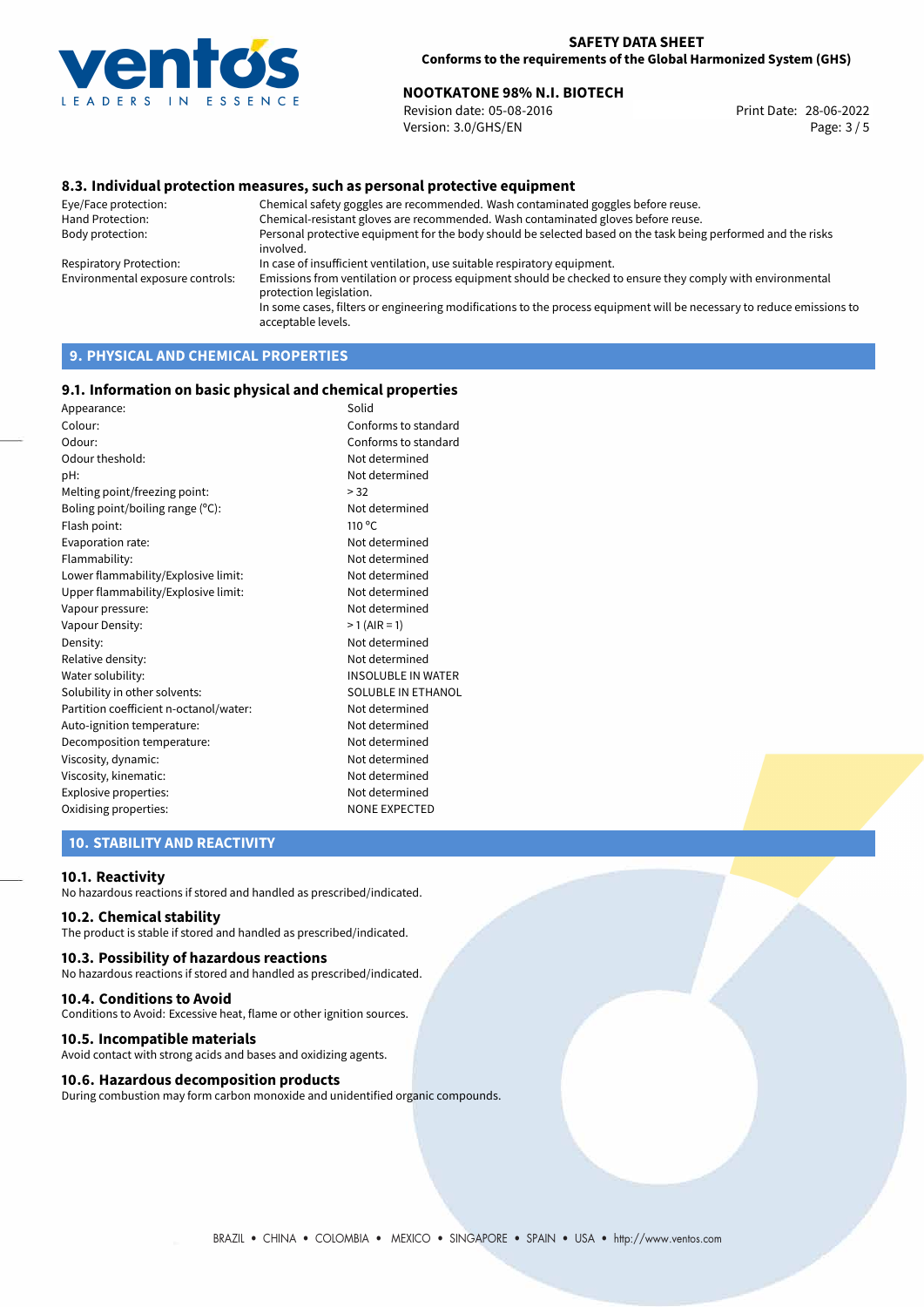### 8.3. Individual protection measures, such as personal protective equipment

| | |
|---|---|
| Eye/Face protection: | Chemical safety goggles are recommended. Wash contaminated goggles before reuse. |
| Hand Protection: | Chemical-resistant gloves are recommended. Wash contaminated gloves before reuse. |
| Body protection: | Personal protective equipment for the body should be selected based on the task being performed and the risks involved. |
| Respiratory Protection: | In case of insufficient ventilation, use suitable respiratory equipment. |
| Environmental exposure controls: | Emissions from ventilation or process equipment should be checked to ensure they comply with environmental protection legislation. In some cases, filters or engineering modifications to the process equipment will be necessary to reduce emissions to acceptable levels. |

## 9. PHYSICAL AND CHEMICAL PROPERTIES

### 9.1. Information on basic physical and chemical properties

| | |
|---|---|
| Appearance: | Solid |
| Colour: | Conforms to standard |
| Odour: | Conforms to standard |
| Odour theshold: | Not determined |
| pH: | Not determined |
| Melting point/freezing point: | > 32 |
| Boling point/boiling range (°C): | Not determined |
| Flash point: | 110 °C |
| Evaporation rate: | Not determined |
| Flammability: | Not determined |
| Lower flammability/Explosive limit: | Not determined |
| Upper flammability/Explosive limit: | Not determined |
| Vapour pressure: | Not determined |
| Vapour Density: | > 1 (AIR = 1) |
| Density: | Not determined |
| Relative density: | Not determined |
| Water solubility: | INSOLUBLE IN WATER |
| Solubility in other solvents: | SOLUBLE IN ETHANOL |
| Partition coefficient n-octanol/water: | Not determined |
| Auto-ignition temperature: | Not determined |
| Decomposition temperature: | Not determined |
| Viscosity, dynamic: | Not determined |
| Viscosity, kinematic: | Not determined |
| Explosive properties: | Not determined |
| Oxidising properties: | NONE EXPECTED |

## 10. STABILITY AND REACTIVITY

### 10.1. Reactivity

No hazardous reactions if stored and handled as prescribed/indicated.

### 10.2. Chemical stability

The product is stable if stored and handled as prescribed/indicated.

### 10.3. Possibility of hazardous reactions

No hazardous reactions if stored and handled as prescribed/indicated.

### 10.4. Conditions to Avoid

Conditions to Avoid: Excessive heat, flame or other ignition sources.

### 10.5. Incompatible materials

Avoid contact with strong acids and bases and oxidizing agents.

### 10.6. Hazardous decomposition products

During combustion may form carbon monoxide and unidentified organic compounds.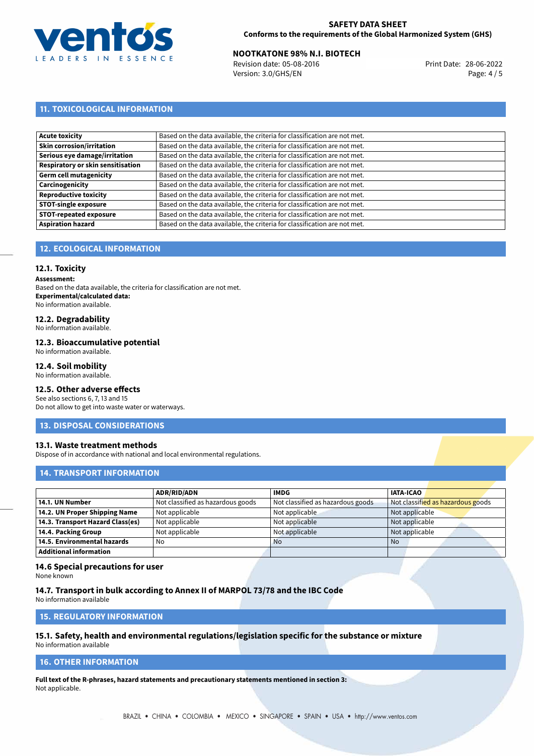## 11. TOXICOLOGICAL INFORMATION

| | |
|---|---|
| **Acute toxicity** | Based on the data available, the criteria for classification are not met. |
| **Skin corrosion/irritation** | Based on the data available, the criteria for classification are not met. |
| **Serious eye damage/irritation** | Based on the data available, the criteria for classification are not met. |
| **Respiratory or skin sensitisation** | Based on the data available, the criteria for classification are not met. |
| **Germ cell mutagenicity** | Based on the data available, the criteria for classification are not met. |
| **Carcinogenicity** | Based on the data available, the criteria for classification are not met. |
| **Reproductive toxicity** | Based on the data available, the criteria for classification are not met. |
| **STOT-single exposure** | Based on the data available, the criteria for classification are not met. |
| **STOT-repeated exposure** | Based on the data available, the criteria for classification are not met. |
| **Aspiration hazard** | Based on the data available, the criteria for classification are not met. |

## 12. ECOLOGICAL INFORMATION

### 12.1. Toxicity

**Assessment:**
Based on the data available, the criteria for classification are not met.
**Experimental/calculated data:**
No information available.

### 12.2. Degradability

No information available.

### 12.3. Bioaccumulative potential

No information available.

### 12.4. Soil mobility

No information available.

### 12.5. Other adverse effects

See also sections 6, 7, 13 and 15
Do not allow to get into waste water or waterways.

## 13. DISPOSAL CONSIDERATIONS

### 13.1. Waste treatment methods

Dispose of in accordance with national and local environmental regulations.

## 14. TRANSPORT INFORMATION

| | ADR/RID/ADN | IMDG | IATA-ICAO |
|---|---|---|---|
| **14.1. UN Number** | Not classified as hazardous goods | Not classified as hazardous goods | Not classified as hazardous goods |
| **14.2. UN Proper Shipping Name** | Not applicable | Not applicable | Not applicable |
| **14.3. Transport Hazard Class(es)** | Not applicable | Not applicable | Not applicable |
| **14.4. Packing Group** | Not applicable | Not applicable | Not applicable |
| **14.5. Environmental hazards** | No | No | No |
| **Additional information** | | | |

### 14.6 Special precautions for user

None known

### 14.7. Transport in bulk according to Annex II of MARPOL 73/78 and the IBC Code

No information available

## 15. REGULATORY INFORMATION

### 15.1. Safety, health and environmental regulations/legislation specific for the substance or mixture

No information available

## 16. OTHER INFORMATION

**Full text of the R-phrases, hazard statements and precautionary statements mentioned in section 3:**
Not applicable.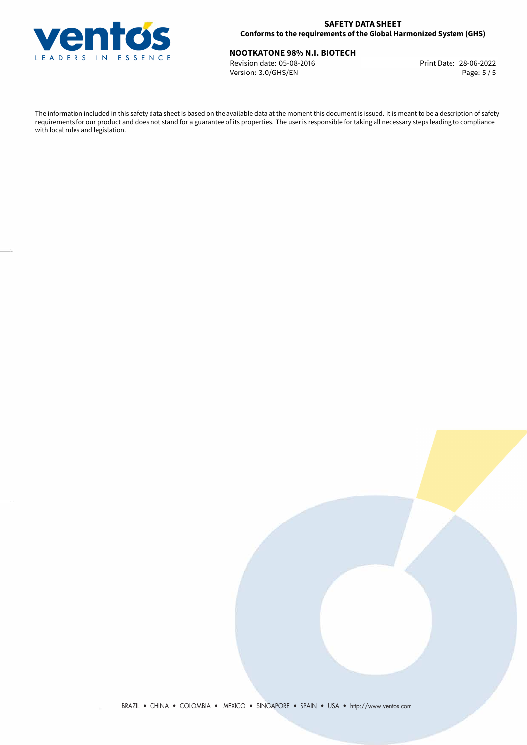The information included in this safety data sheet is based on the available data at the moment this document is issued. It is meant to be a description of safety requirements for our product and does not stand for a guarantee of its properties. The user is responsible for taking all necessary steps leading to compliance with local rules and legislation.